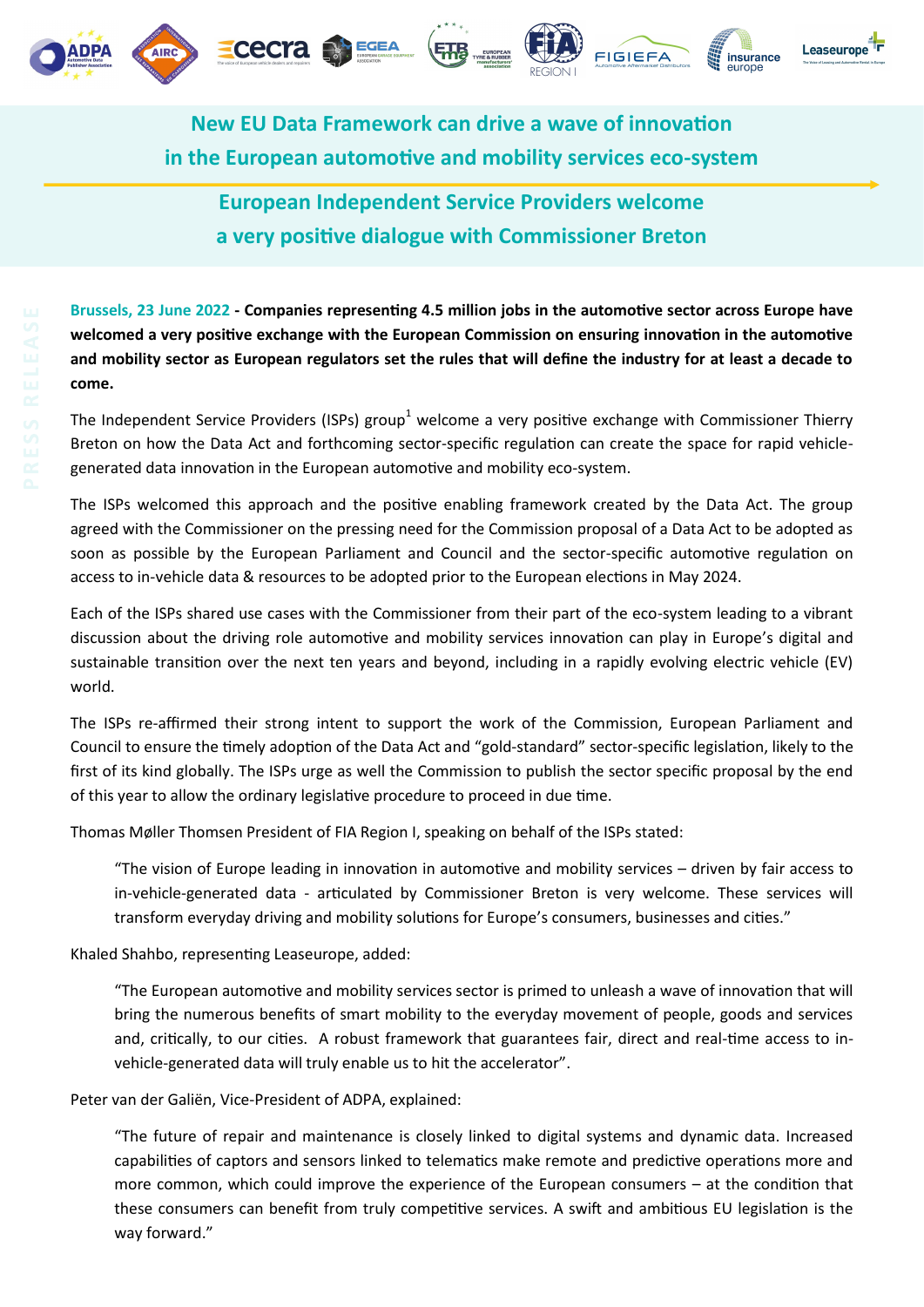# New EU Data Framework can drive a wave of innovation in the European automotive and mobility services eco-system

## European Independent Service Providers welcome a very positive dialogue with Commissioner Breton

**Brussels, 23 June 2022 - Companies representing 4.5 million jobs in the automotive sector across Europe have welcomed a very positive exchange with the European Commission on ensuring innovation in the automotive and mobility sector as European regulators set the rules that will define the industry for at least a decade to come.**

The Independent Service Providers (ISPs) group[1] welcome a very positive exchange with Commissioner Thierry Breton on how the Data Act and forthcoming sector-specific regulation can create the space for rapid vehicle-generated data innovation in the European automotive and mobility eco-system.

The ISPs welcomed this approach and the positive enabling framework created by the Data Act. The group agreed with the Commissioner on the pressing need for the Commission proposal of a Data Act to be adopted as soon as possible by the European Parliament and Council and the sector-specific automotive regulation on access to in-vehicle data & resources to be adopted prior to the European elections in May 2024.

Each of the ISPs shared use cases with the Commissioner from their part of the eco-system leading to a vibrant discussion about the driving role automotive and mobility services innovation can play in Europe's digital and sustainable transition over the next ten years and beyond, including in a rapidly evolving electric vehicle (EV) world.

The ISPs re-affirmed their strong intent to support the work of the Commission, European Parliament and Council to ensure the timely adoption of the Data Act and "gold-standard" sector-specific legislation, likely to the first of its kind globally. The ISPs urge as well the Commission to publish the sector specific proposal by the end of this year to allow the ordinary legislative procedure to proceed in due time.

Thomas Møller Thomsen President of FIA Region I, speaking on behalf of the ISPs stated:

> "The vision of Europe leading in innovation in automotive and mobility services – driven by fair access to in-vehicle-generated data - articulated by Commissioner Breton is very welcome. These services will transform everyday driving and mobility solutions for Europe's consumers, businesses and cities."

Khaled Shahbo, representing Leaseurope, added:

> "The European automotive and mobility services sector is primed to unleash a wave of innovation that will bring the numerous benefits of smart mobility to the everyday movement of people, goods and services and, critically, to our cities. A robust framework that guarantees fair, direct and real-time access to in-vehicle-generated data will truly enable us to hit the accelerator".

Peter van der Galiën, Vice-President of ADPA, explained:

> "The future of repair and maintenance is closely linked to digital systems and dynamic data. Increased capabilities of captors and sensors linked to telematics make remote and predictive operations more and more common, which could improve the experience of the European consumers – at the condition that these consumers can benefit from truly competitive services. A swift and ambitious EU legislation is the way forward."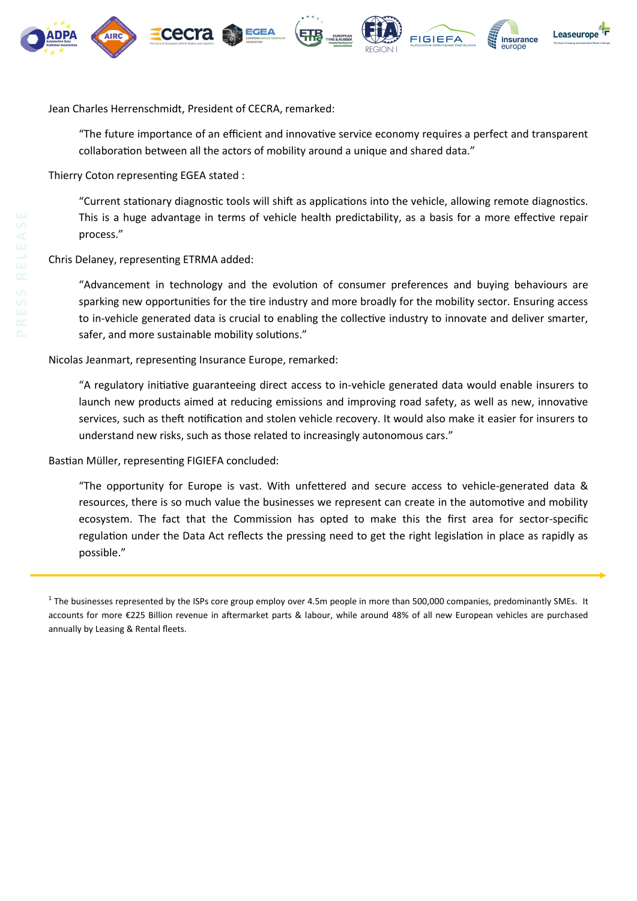Jean Charles Herrenschmidt, President of CECRA, remarked:

> "The future importance of an efficient and innovative service economy requires a perfect and transparent collaboration between all the actors of mobility around a unique and shared data."

Thierry Coton representing EGEA stated :

> "Current stationary diagnostic tools will shift as applications into the vehicle, allowing remote diagnostics. This is a huge advantage in terms of vehicle health predictability, as a basis for a more effective repair process."

Chris Delaney, representing ETRMA added:

> "Advancement in technology and the evolution of consumer preferences and buying behaviours are sparking new opportunities for the tire industry and more broadly for the mobility sector. Ensuring access to in-vehicle generated data is crucial to enabling the collective industry to innovate and deliver smarter, safer, and more sustainable mobility solutions."

Nicolas Jeanmart, representing Insurance Europe, remarked:

> "A regulatory initiative guaranteeing direct access to in-vehicle generated data would enable insurers to launch new products aimed at reducing emissions and improving road safety, as well as new, innovative services, such as theft notification and stolen vehicle recovery. It would also make it easier for insurers to understand new risks, such as those related to increasingly autonomous cars."

Bastian Müller, representing FIGIEFA concluded:

> "The opportunity for Europe is vast. With unfettered and secure access to vehicle-generated data & resources, there is so much value the businesses we represent can create in the automotive and mobility ecosystem. The fact that the Commission has opted to make this the first area for sector-specific regulation under the Data Act reflects the pressing need to get the right legislation in place as rapidly as possible."

---

[1] The businesses represented by the ISPs core group employ over 4.5m people in more than 500,000 companies, predominantly SMEs. It accounts for more €225 Billion revenue in aftermarket parts & labour, while around 48% of all new European vehicles are purchased annually by Leasing & Rental fleets.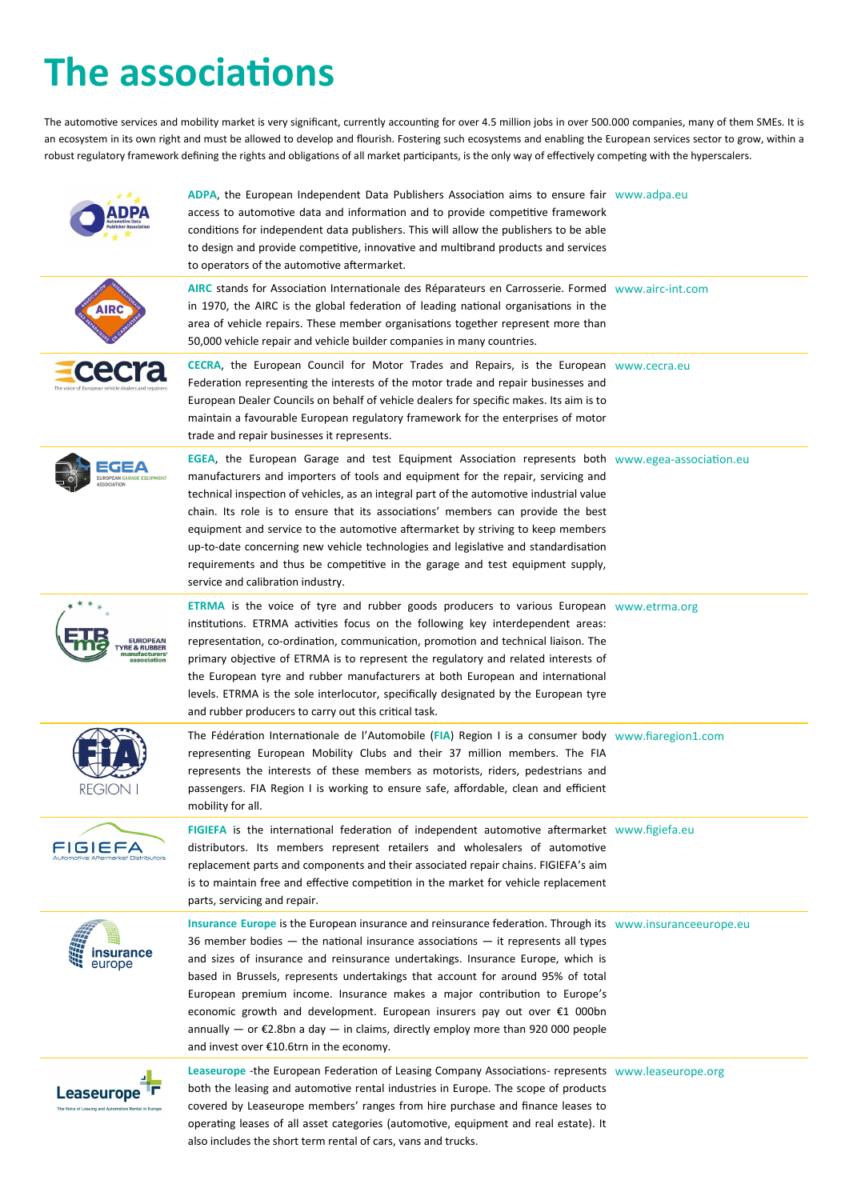# The associations

The automotive services and mobility market is very significant, currently accounting for over 4.5 million jobs in over 500.000 companies, many of them SMEs. It is an ecosystem in its own right and must be allowed to develop and flourish. Fostering such ecosystems and enabling the European services sector to grow, within a robust regulatory framework defining the rights and obligations of all market participants, is the only way of effectively competing with the hyperscalers.

**ADPA**, the European Independent Data Publishers Association aims to ensure fair access to automotive data and information and to provide competitive framework conditions for independent data publishers. This will allow the publishers to be able to design and provide competitive, innovative and multibrand products and services to operators of the automotive aftermarket.

www.adpa.eu

**AIRC** stands for Association Internationale des Réparateurs en Carrosserie. Formed in 1970, the AIRC is the global federation of leading national organisations in the area of vehicle repairs. These member organisations together represent more than 50,000 vehicle repair and vehicle builder companies in many countries.

www.airc-int.com

**CECRA**, the European Council for Motor Trades and Repairs, is the European Federation representing the interests of the motor trade and repair businesses and European Dealer Councils on behalf of vehicle dealers for specific makes. Its aim is to maintain a favourable European regulatory framework for the enterprises of motor trade and repair businesses it represents.

www.cecra.eu

**EGEA**, the European Garage and test Equipment Association represents both manufacturers and importers of tools and equipment for the repair, servicing and technical inspection of vehicles, as an integral part of the automotive industrial value chain. Its role is to ensure that its associations' members can provide the best equipment and service to the automotive aftermarket by striving to keep members up-to-date concerning new vehicle technologies and legislative and standardisation requirements and thus be competitive in the garage and test equipment supply, service and calibration industry.

www.egea-association.eu

**ETRMA** is the voice of tyre and rubber goods producers to various European institutions. ETRMA activities focus on the following key interdependent areas: representation, co-ordination, communication, promotion and technical liaison. The primary objective of ETRMA is to represent the regulatory and related interests of the European tyre and rubber manufacturers at both European and international levels. ETRMA is the sole interlocutor, specifically designated by the European tyre and rubber producers to carry out this critical task.

www.etrma.org

The Fédération Internationale de l'Automobile (**FIA**) Region I is a consumer body representing European Mobility Clubs and their 37 million members. The FIA represents the interests of these members as motorists, riders, pedestrians and passengers. FIA Region I is working to ensure safe, affordable, clean and efficient mobility for all.

www.fiaregion1.com

**FIGIEFA** is the international federation of independent automotive aftermarket distributors. Its members represent retailers and wholesalers of automotive replacement parts and components and their associated repair chains. FIGIEFA's aim is to maintain free and effective competition in the market for vehicle replacement parts, servicing and repair.

www.figiefa.eu

**Insurance Europe** is the European insurance and reinsurance federation. Through its 36 member bodies — the national insurance associations — it represents all types and sizes of insurance and reinsurance undertakings. Insurance Europe, which is based in Brussels, represents undertakings that account for around 95% of total European premium income. Insurance makes a major contribution to Europe's economic growth and development. European insurers pay out over €1 000bn annually — or €2.8bn a day — in claims, directly employ more than 920 000 people and invest over €10.6trn in the economy.

www.insuranceeurope.eu

**Leaseurope** -the European Federation of Leasing Company Associations- represents both the leasing and automotive rental industries in Europe. The scope of products covered by Leaseurope members' ranges from hire purchase and finance leases to operating leases of all asset categories (automotive, equipment and real estate). It also includes the short term rental of cars, vans and trucks.

www.leaseurope.org